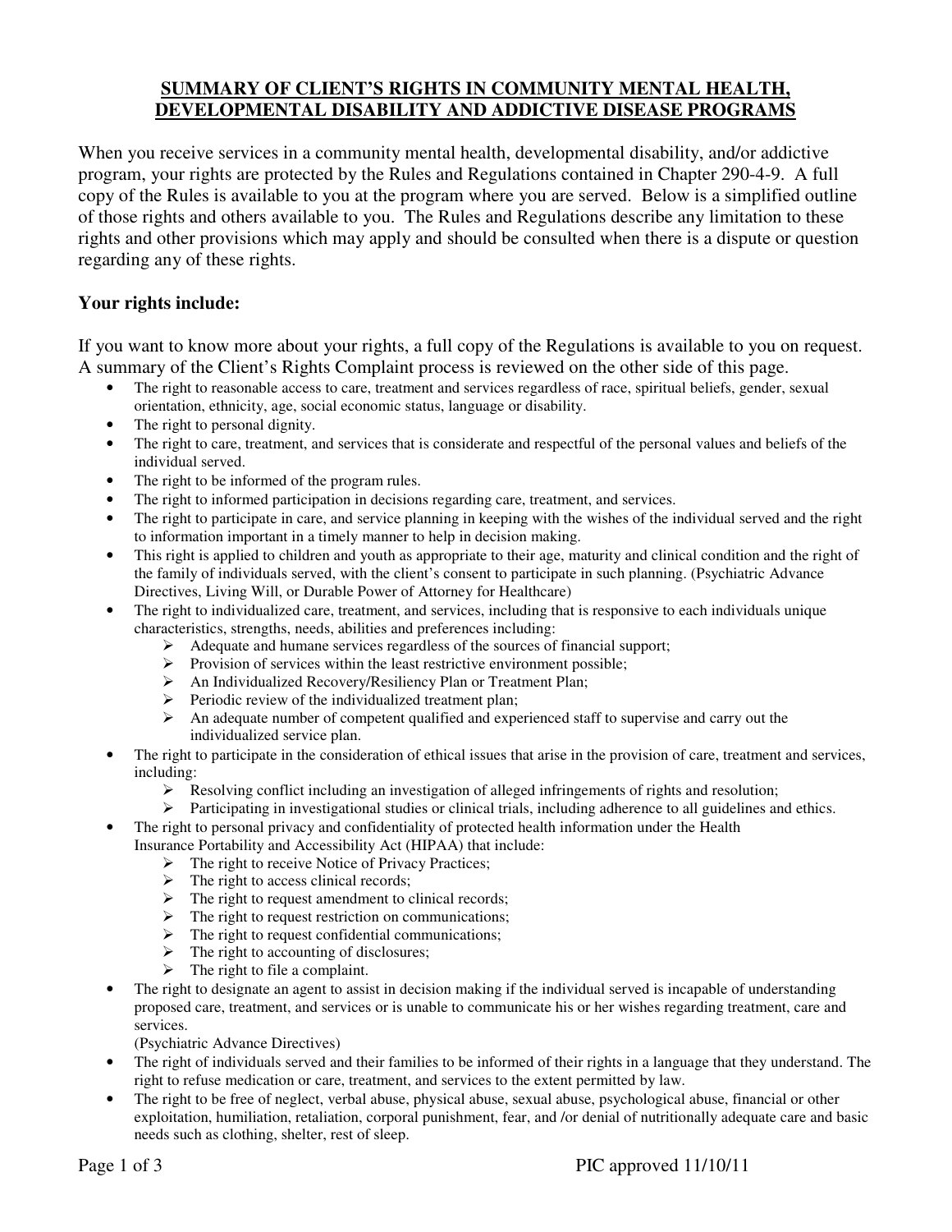## SUMMARY OF CLIENT'S RIGHTS IN COMMUNITY MENTAL HEALTH, DEVELOPMENTAL DISABILITY AND ADDICTIVE DISEASE PROGRAMS

When you receive services in a community mental health, developmental disability, and/or addictive program, your rights are protected by the Rules and Regulations contained in Chapter 290-4-9. A full copy of the Rules is available to you at the program where you are served. Below is a simplified outline of those rights and others available to you. The Rules and Regulations describe any limitation to these rights and other provisions which may apply and should be consulted when there is a dispute or question regarding any of these rights.

### Your rights include:

If you want to know more about your rights, a full copy of the Regulations is available to you on request. A summary of the Client's Rights Complaint process is reviewed on the other side of this page.

- The right to reasonable access to care, treatment and services regardless of race, spiritual beliefs, gender, sexual orientation, ethnicity, age, social economic status, language or disability.
- The right to personal dignity.
- The right to care, treatment, and services that is considerate and respectful of the personal values and beliefs of the individual served.
- The right to be informed of the program rules.
- The right to informed participation in decisions regarding care, treatment, and services.
- The right to participate in care, and service planning in keeping with the wishes of the individual served and the right to information important in a timely manner to help in decision making.
- This right is applied to children and youth as appropriate to their age, maturity and clinical condition and the right of the family of individuals served, with the client's consent to participate in such planning. (Psychiatric Advance Directives, Living Will, or Durable Power of Attorney for Healthcare)
- The right to individualized care, treatment, and services, including that is responsive to each individuals unique characteristics, strengths, needs, abilities and preferences including:
  - Adequate and humane services regardless of the sources of financial support;
  - Provision of services within the least restrictive environment possible;
  - An Individualized Recovery/Resiliency Plan or Treatment Plan;
  - Periodic review of the individualized treatment plan;
  - An adequate number of competent qualified and experienced staff to supervise and carry out the individualized service plan.
- The right to participate in the consideration of ethical issues that arise in the provision of care, treatment and services, including:
  - Resolving conflict including an investigation of alleged infringements of rights and resolution;
  - Participating in investigational studies or clinical trials, including adherence to all guidelines and ethics.
- The right to personal privacy and confidentiality of protected health information under the Health Insurance Portability and Accessibility Act (HIPAA) that include:
  - The right to receive Notice of Privacy Practices;
  - The right to access clinical records;
  - The right to request amendment to clinical records;
  - The right to request restriction on communications;
  - The right to request confidential communications;
  - The right to accounting of disclosures;
  - The right to file a complaint.
- The right to designate an agent to assist in decision making if the individual served is incapable of understanding proposed care, treatment, and services or is unable to communicate his or her wishes regarding treatment, care and services.
  (Psychiatric Advance Directives)
- The right of individuals served and their families to be informed of their rights in a language that they understand. The right to refuse medication or care, treatment, and services to the extent permitted by law.
- The right to be free of neglect, verbal abuse, physical abuse, sexual abuse, psychological abuse, financial or other exploitation, humiliation, retaliation, corporal punishment, fear, and /or denial of nutritionally adequate care and basic needs such as clothing, shelter, rest of sleep.

PIC approved 11/10/11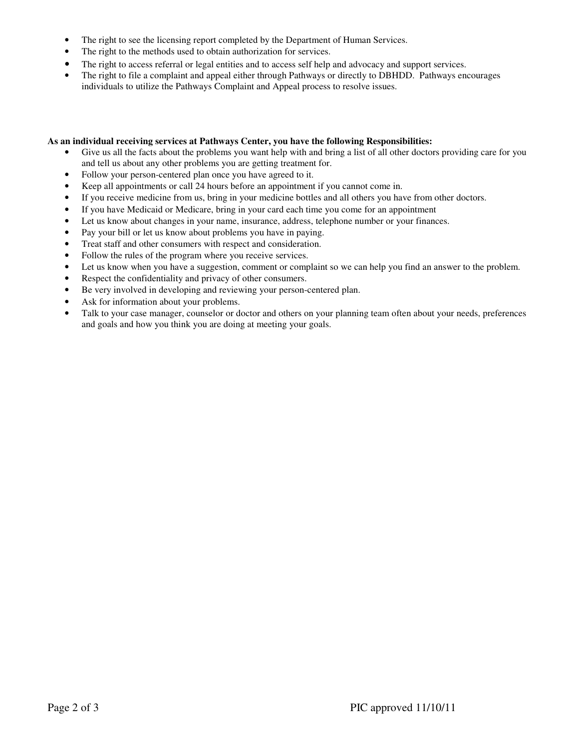- The right to see the licensing report completed by the Department of Human Services.
- The right to the methods used to obtain authorization for services.
- The right to access referral or legal entities and to access self help and advocacy and support services.
- The right to file a complaint and appeal either through Pathways or directly to DBHDD. Pathways encourages individuals to utilize the Pathways Complaint and Appeal process to resolve issues.

**As an individual receiving services at Pathways Center, you have the following Responsibilities:**

- Give us all the facts about the problems you want help with and bring a list of all other doctors providing care for you and tell us about any other problems you are getting treatment for.
- Follow your person-centered plan once you have agreed to it.
- Keep all appointments or call 24 hours before an appointment if you cannot come in.
- If you receive medicine from us, bring in your medicine bottles and all others you have from other doctors.
- If you have Medicaid or Medicare, bring in your card each time you come for an appointment
- Let us know about changes in your name, insurance, address, telephone number or your finances.
- Pay your bill or let us know about problems you have in paying.
- Treat staff and other consumers with respect and consideration.
- Follow the rules of the program where you receive services.
- Let us know when you have a suggestion, comment or complaint so we can help you find an answer to the problem.
- Respect the confidentiality and privacy of other consumers.
- Be very involved in developing and reviewing your person-centered plan.
- Ask for information about your problems.
- Talk to your case manager, counselor or doctor and others on your planning team often about your needs, preferences and goals and how you think you are doing at meeting your goals.

PIC approved 11/10/11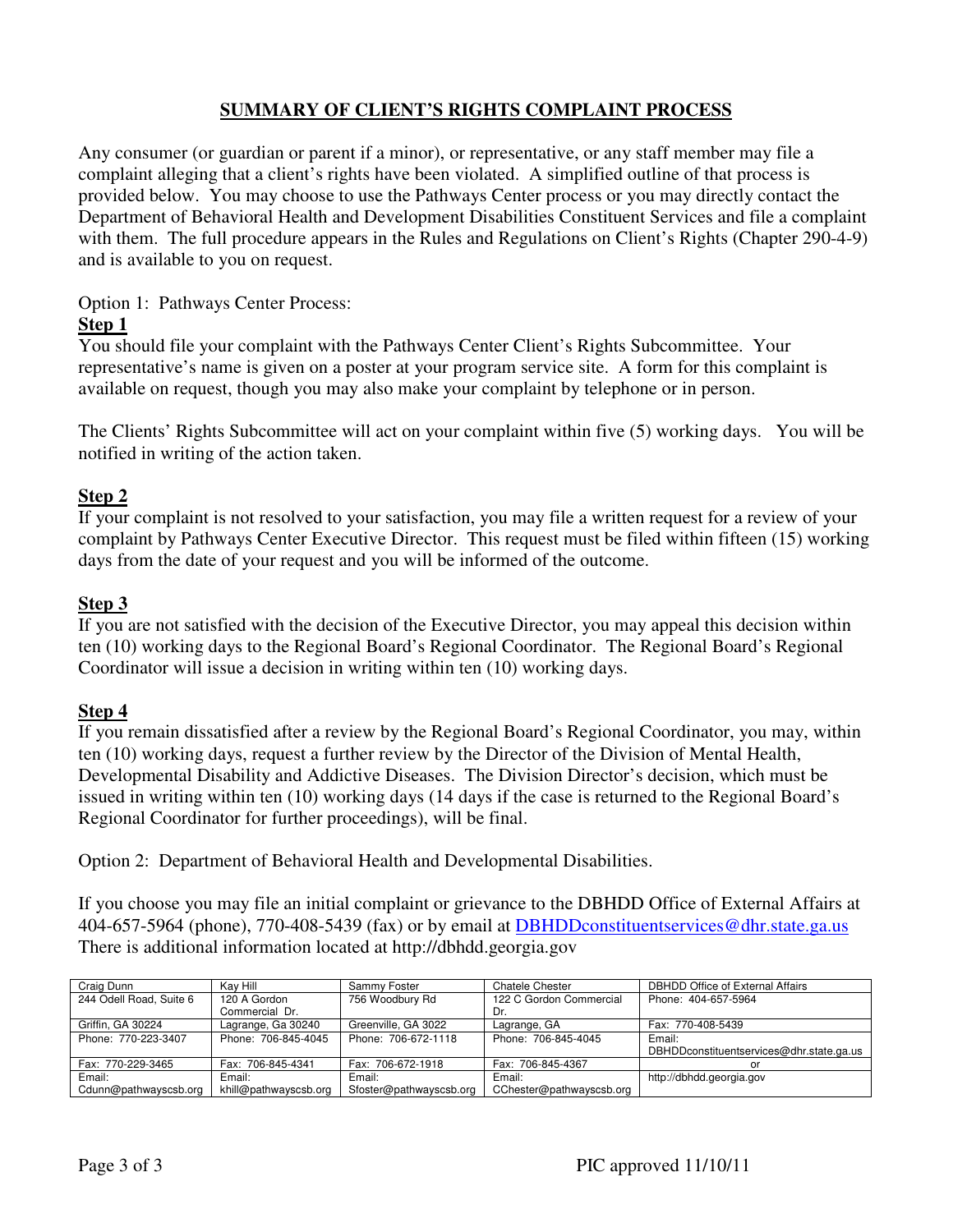## SUMMARY OF CLIENT'S RIGHTS COMPLAINT PROCESS

Any consumer (or guardian or parent if a minor), or representative, or any staff member may file a complaint alleging that a client's rights have been violated. A simplified outline of that process is provided below. You may choose to use the Pathways Center process or you may directly contact the Department of Behavioral Health and Development Disabilities Constituent Services and file a complaint with them. The full procedure appears in the Rules and Regulations on Client's Rights (Chapter 290-4-9) and is available to you on request.

Option 1: Pathways Center Process:

**Step 1**

You should file your complaint with the Pathways Center Client's Rights Subcommittee. Your representative's name is given on a poster at your program service site. A form for this complaint is available on request, though you may also make your complaint by telephone or in person.

The Clients' Rights Subcommittee will act on your complaint within five (5) working days. You will be notified in writing of the action taken.

**Step 2**

If your complaint is not resolved to your satisfaction, you may file a written request for a review of your complaint by Pathways Center Executive Director. This request must be filed within fifteen (15) working days from the date of your request and you will be informed of the outcome.

**Step 3**

If you are not satisfied with the decision of the Executive Director, you may appeal this decision within ten (10) working days to the Regional Board's Regional Coordinator. The Regional Board's Regional Coordinator will issue a decision in writing within ten (10) working days.

**Step 4**

If you remain dissatisfied after a review by the Regional Board's Regional Coordinator, you may, within ten (10) working days, request a further review by the Director of the Division of Mental Health, Developmental Disability and Addictive Diseases. The Division Director's decision, which must be issued in writing within ten (10) working days (14 days if the case is returned to the Regional Board's Regional Coordinator for further proceedings), will be final.

Option 2: Department of Behavioral Health and Developmental Disabilities.

If you choose you may file an initial complaint or grievance to the DBHDD Office of External Affairs at 404-657-5964 (phone), 770-408-5439 (fax) or by email at DBHDDconstituentservices@dhr.state.ga.us
There is additional information located at http://dbhdd.georgia.gov

| | | | | |
|---|---|---|---|---|
| Craig Dunn | Kay Hill | Sammy Foster | Chatele Chester | DBHDD Office of External Affairs |
| 244 Odell Road, Suite 6 | 120 A Gordon Commercial Dr. | 756 Woodbury Rd | 122 C Gordon Commercial Dr. | Phone: 404-657-5964 |
| Griffin, GA 30224 | Lagrange, Ga 30240 | Greenville, GA 3022 | Lagrange, GA | Fax: 770-408-5439 |
| Phone: 770-223-3407 | Phone: 706-845-4045 | Phone: 706-672-1118 | Phone: 706-845-4045 | Email: DBHDDconstituentservices@dhr.state.ga.us |
| Fax: 770-229-3465 | Fax: 706-845-4341 | Fax: 706-672-1918 | Fax: 706-845-4367 | or |
| Email: Cdunn@pathwayscsb.org | Email: khill@pathwayscsb.org | Email: Sfoster@pathwayscsb.org | Email: CChester@pathwayscsb.org | http://dbhdd.georgia.gov |

PIC approved 11/10/11